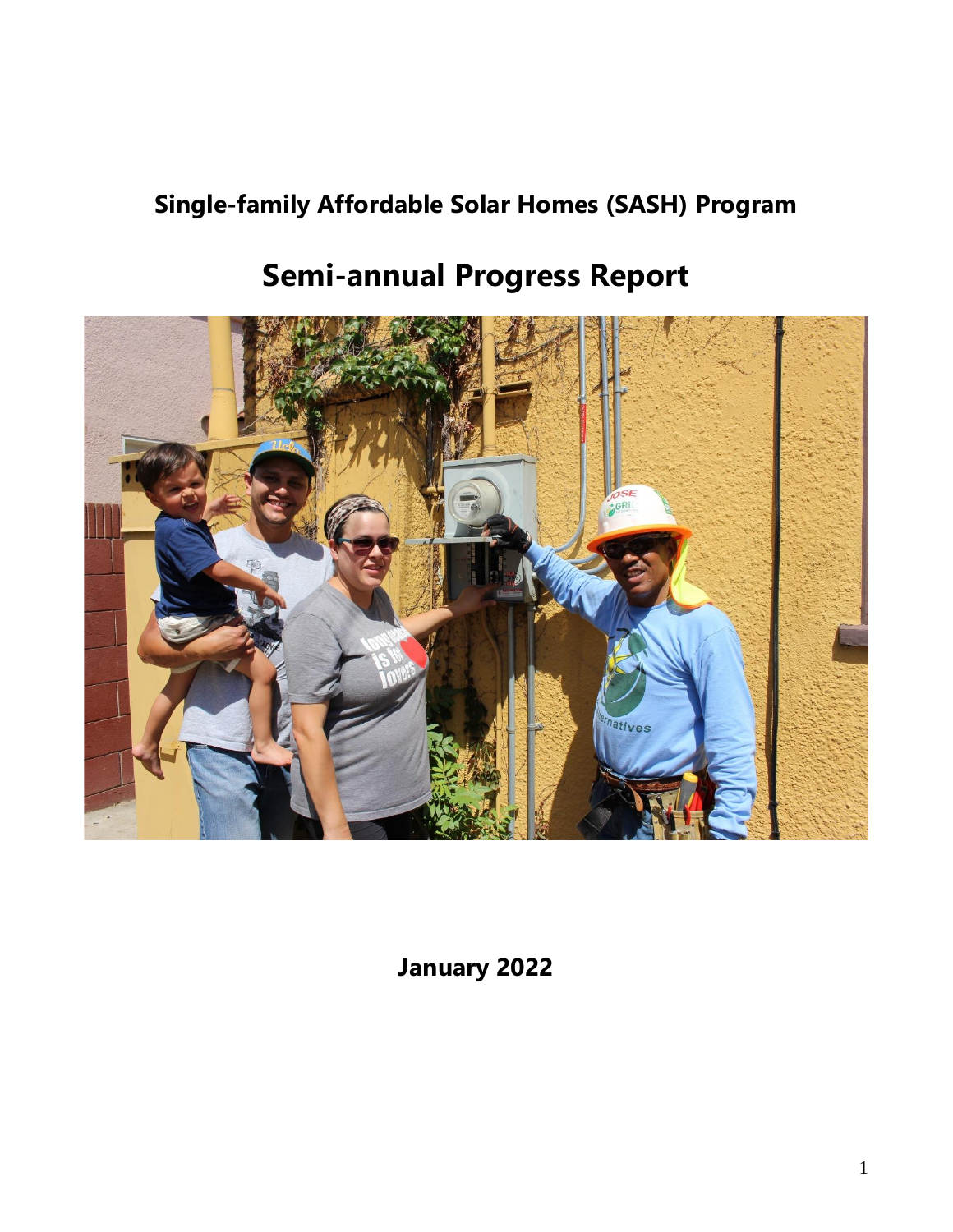# Single-family Affordable Solar Homes (SASH) Program

# Semi-annual Progress Report

**January 2022**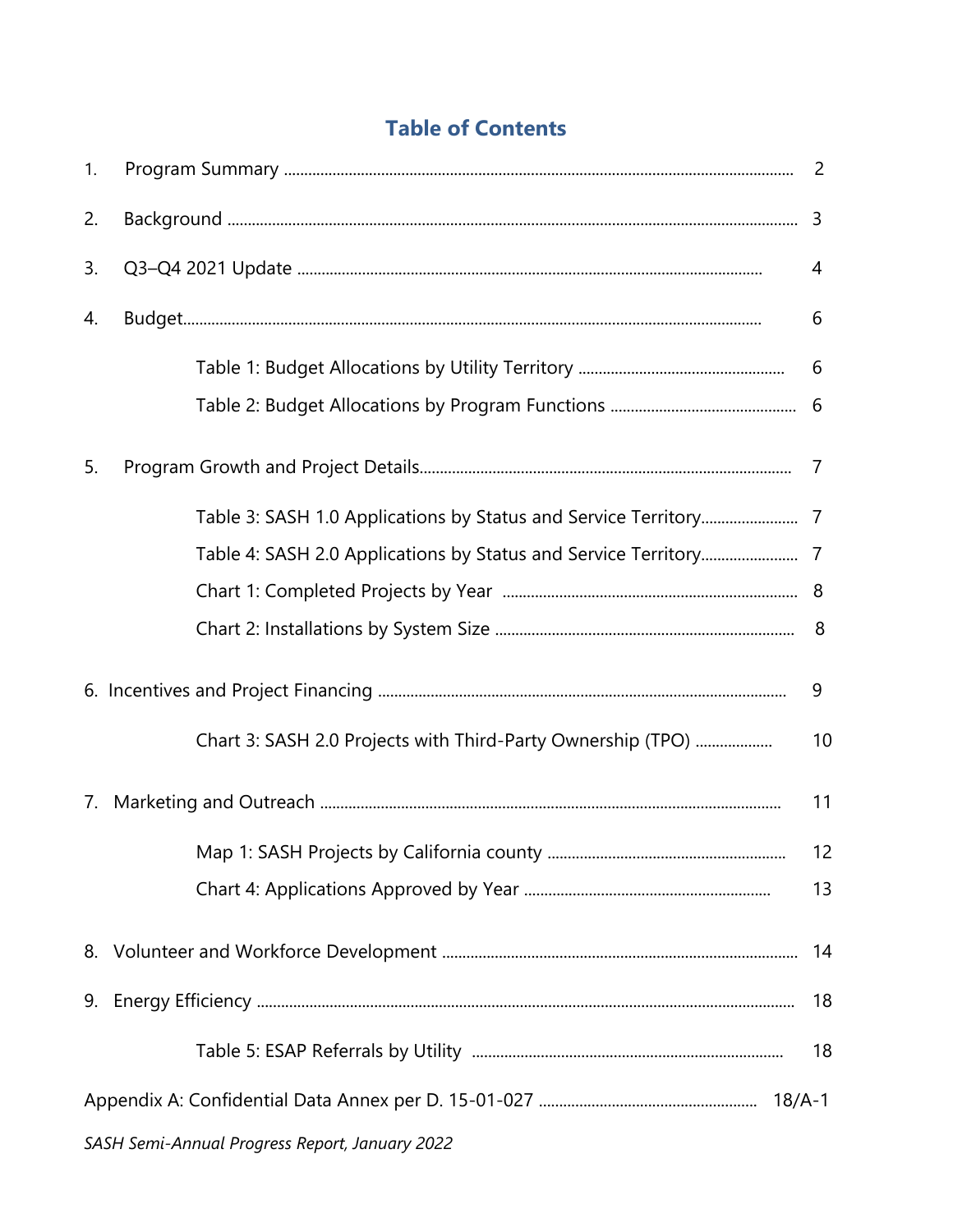# Table of Contents

| | | |
|---|---|---|
| 1. | Program Summary | 2 |
| 2. | Background | 3 |
| 3. | Q3–Q4 2021 Update | 4 |
| 4. | Budget | 6 |
| | Table 1: Budget Allocations by Utility Territory | 6 |
| | Table 2: Budget Allocations by Program Functions | 6 |
| 5. | Program Growth and Project Details | 7 |
| | Table 3: SASH 1.0 Applications by Status and Service Territory | 7 |
| | Table 4: SASH 2.0 Applications by Status and Service Territory | 7 |
| | Chart 1: Completed Projects by Year | 8 |
| | Chart 2: Installations by System Size | 8 |
| 6. | Incentives and Project Financing | 9 |
| | Chart 3: SASH 2.0 Projects with Third-Party Ownership (TPO) | 10 |
| 7. | Marketing and Outreach | 11 |
| | Map 1: SASH Projects by California county | 12 |
| | Chart 4: Applications Approved by Year | 13 |
| 8. | Volunteer and Workforce Development | 14 |
| 9. | Energy Efficiency | 18 |
| | Table 5: ESAP Referrals by Utility | 18 |
| Appendix A: Confidential Data Annex per D. 15-01-027 | | 18/A-1 |

*SASH Semi-Annual Progress Report, January 2022*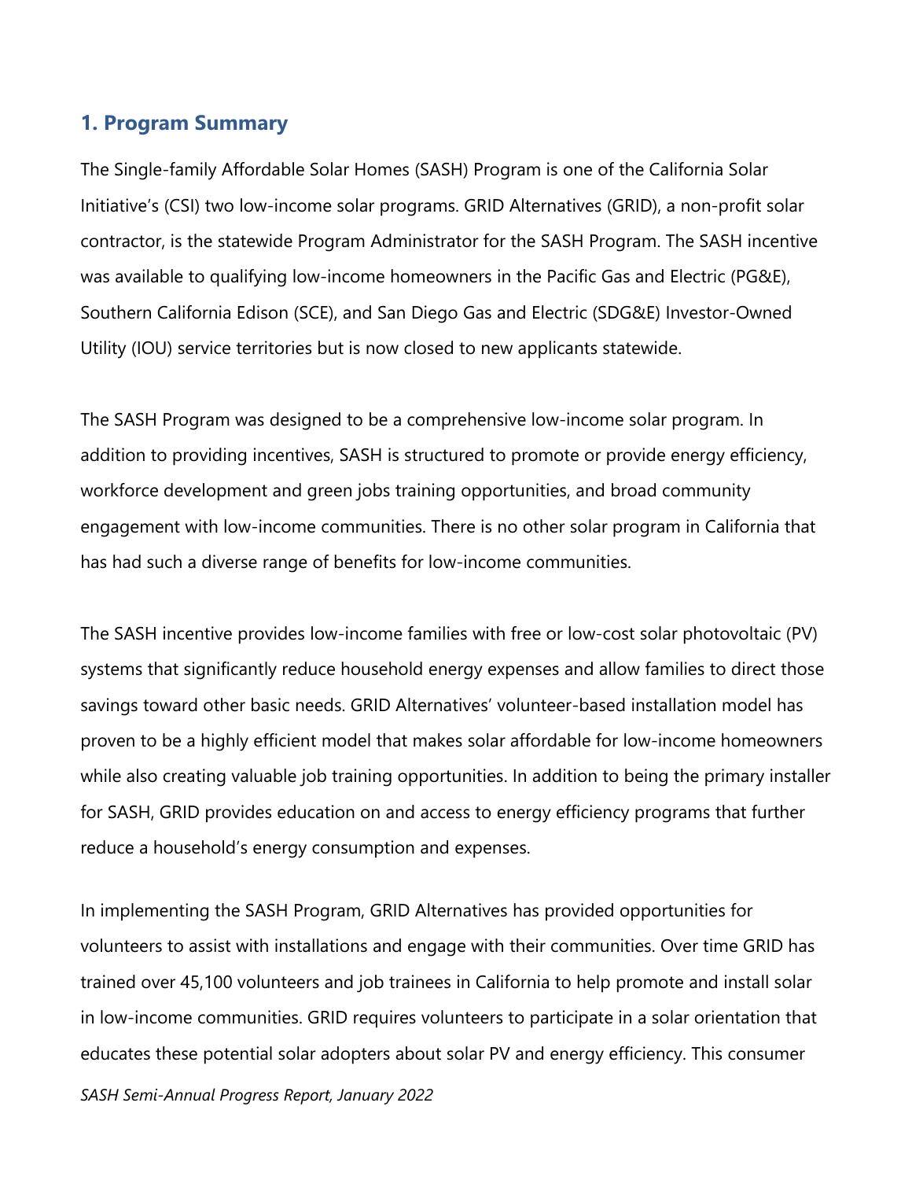## 1. Program Summary

The Single-family Affordable Solar Homes (SASH) Program is one of the California Solar Initiative's (CSI) two low-income solar programs. GRID Alternatives (GRID), a non-profit solar contractor, is the statewide Program Administrator for the SASH Program. The SASH incentive was available to qualifying low-income homeowners in the Pacific Gas and Electric (PG&E), Southern California Edison (SCE), and San Diego Gas and Electric (SDG&E) Investor-Owned Utility (IOU) service territories but is now closed to new applicants statewide.

The SASH Program was designed to be a comprehensive low-income solar program. In addition to providing incentives, SASH is structured to promote or provide energy efficiency, workforce development and green jobs training opportunities, and broad community engagement with low-income communities. There is no other solar program in California that has had such a diverse range of benefits for low-income communities.

The SASH incentive provides low-income families with free or low-cost solar photovoltaic (PV) systems that significantly reduce household energy expenses and allow families to direct those savings toward other basic needs. GRID Alternatives' volunteer-based installation model has proven to be a highly efficient model that makes solar affordable for low-income homeowners while also creating valuable job training opportunities. In addition to being the primary installer for SASH, GRID provides education on and access to energy efficiency programs that further reduce a household's energy consumption and expenses.

In implementing the SASH Program, GRID Alternatives has provided opportunities for volunteers to assist with installations and engage with their communities. Over time GRID has trained over 45,100 volunteers and job trainees in California to help promote and install solar in low-income communities. GRID requires volunteers to participate in a solar orientation that educates these potential solar adopters about solar PV and energy efficiency. This consumer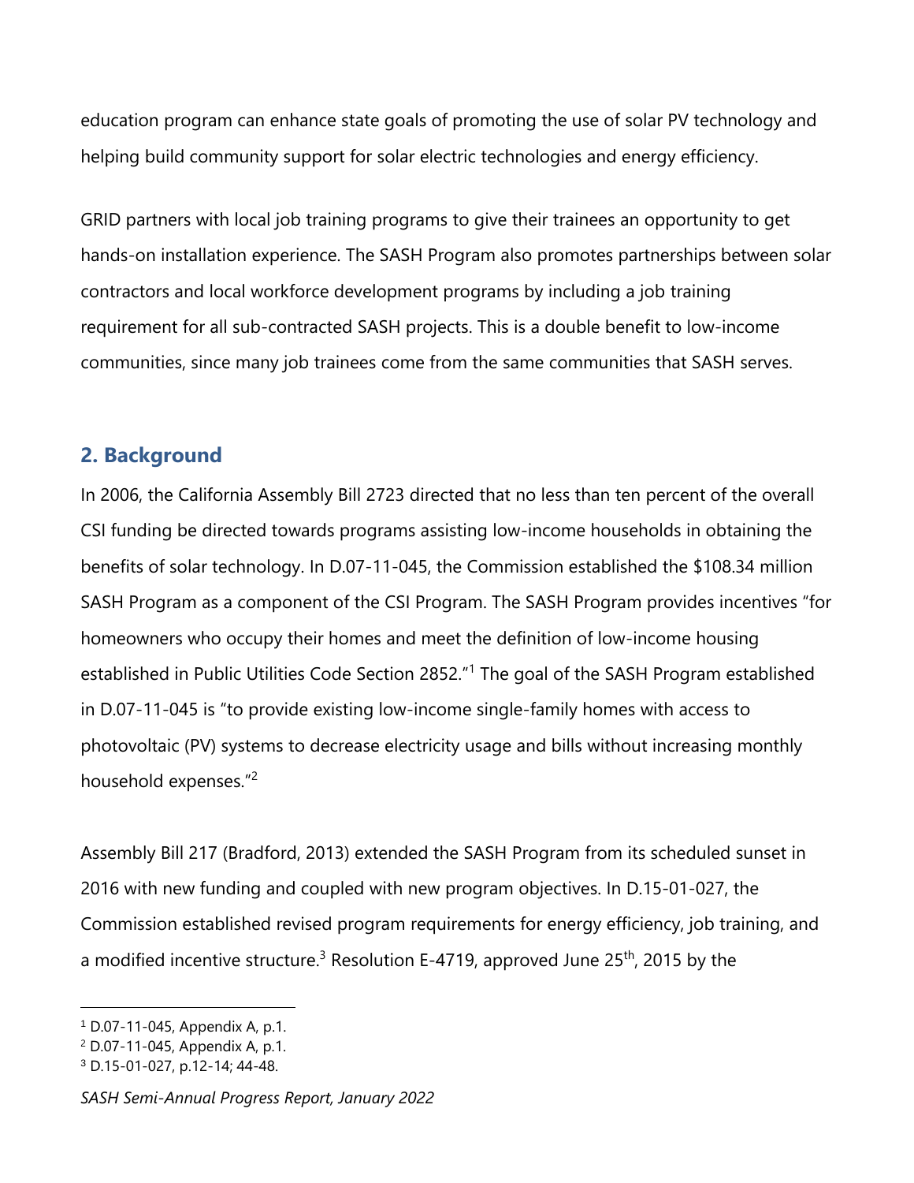education program can enhance state goals of promoting the use of solar PV technology and helping build community support for solar electric technologies and energy efficiency.

GRID partners with local job training programs to give their trainees an opportunity to get hands-on installation experience. The SASH Program also promotes partnerships between solar contractors and local workforce development programs by including a job training requirement for all sub-contracted SASH projects. This is a double benefit to low-income communities, since many job trainees come from the same communities that SASH serves.

## 2. Background

In 2006, the California Assembly Bill 2723 directed that no less than ten percent of the overall CSI funding be directed towards programs assisting low-income households in obtaining the benefits of solar technology. In D.07-11-045, the Commission established the $108.34 million SASH Program as a component of the CSI Program. The SASH Program provides incentives "for homeowners who occupy their homes and meet the definition of low-income housing established in Public Utilities Code Section 2852."[1] The goal of the SASH Program established in D.07-11-045 is "to provide existing low-income single-family homes with access to photovoltaic (PV) systems to decrease electricity usage and bills without increasing monthly household expenses."[2]

Assembly Bill 217 (Bradford, 2013) extended the SASH Program from its scheduled sunset in 2016 with new funding and coupled with new program objectives. In D.15-01-027, the Commission established revised program requirements for energy efficiency, job training, and a modified incentive structure.[3] Resolution E-4719, approved June 25th, 2015 by the

[1] D.07-11-045, Appendix A, p.1.
[2] D.07-11-045, Appendix A, p.1.
[3] D.15-01-027, p.12-14; 44-48.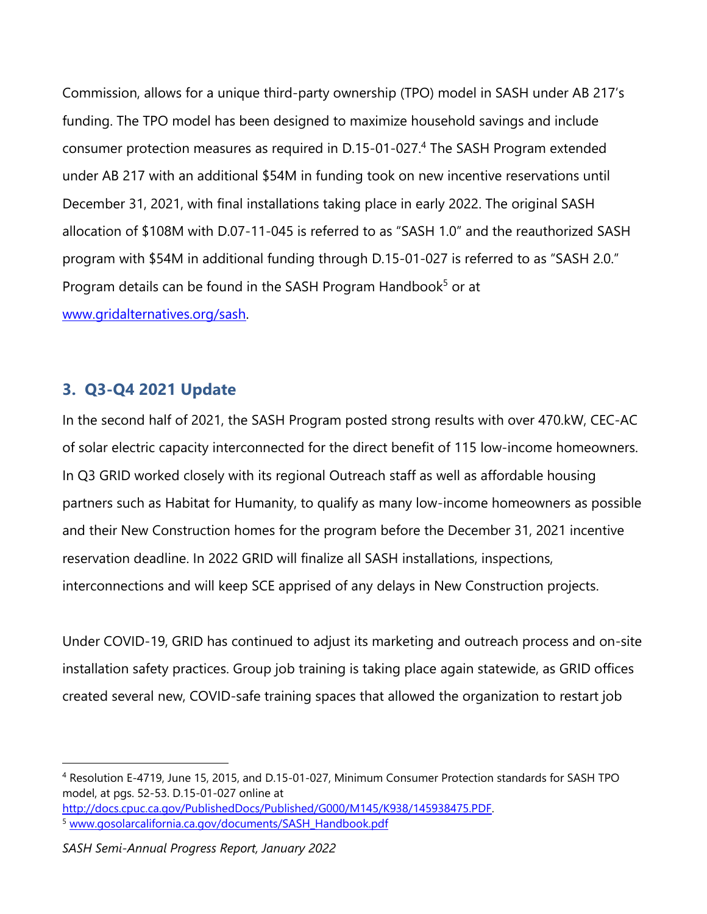Commission, allows for a unique third-party ownership (TPO) model in SASH under AB 217's funding. The TPO model has been designed to maximize household savings and include consumer protection measures as required in D.15-01-027.[4] The SASH Program extended under AB 217 with an additional $54M in funding took on new incentive reservations until December 31, 2021, with final installations taking place in early 2022. The original SASH allocation of $108M with D.07-11-045 is referred to as "SASH 1.0" and the reauthorized SASH program with $54M in additional funding through D.15-01-027 is referred to as "SASH 2.0." Program details can be found in the SASH Program Handbook[5] or at [www.gridalternatives.org/sash](www.gridalternatives.org/sash).

## 3. Q3-Q4 2021 Update

In the second half of 2021, the SASH Program posted strong results with over 470.kW, CEC-AC of solar electric capacity interconnected for the direct benefit of 115 low-income homeowners. In Q3 GRID worked closely with its regional Outreach staff as well as affordable housing partners such as Habitat for Humanity, to qualify as many low-income homeowners as possible and their New Construction homes for the program before the December 31, 2021 incentive reservation deadline. In 2022 GRID will finalize all SASH installations, inspections, interconnections and will keep SCE apprised of any delays in New Construction projects.

Under COVID-19, GRID has continued to adjust its marketing and outreach process and on-site installation safety practices. Group job training is taking place again statewide, as GRID offices created several new, COVID-safe training spaces that allowed the organization to restart job

---

[4] Resolution E-4719, June 15, 2015, and D.15-01-027, Minimum Consumer Protection standards for SASH TPO model, at pgs. 52-53. D.15-01-027 online at [http://docs.cpuc.ca.gov/PublishedDocs/Published/G000/M145/K938/145938475.PDF](http://docs.cpuc.ca.gov/PublishedDocs/Published/G000/M145/K938/145938475.PDF).

[5] [www.gosolarcalifornia.ca.gov/documents/SASH_Handbook.pdf](www.gosolarcalifornia.ca.gov/documents/SASH_Handbook.pdf)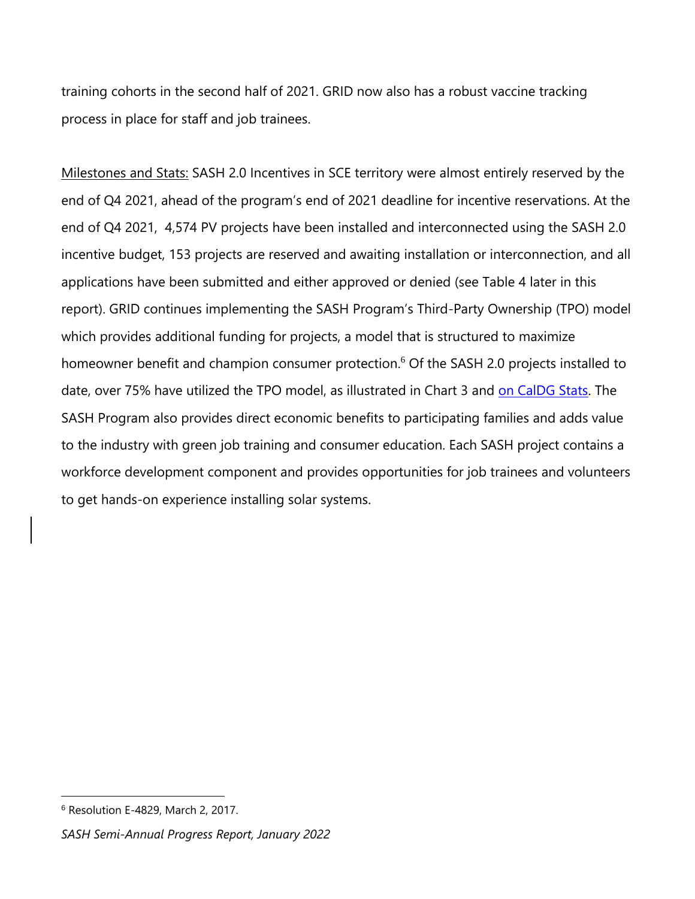training cohorts in the second half of 2021. GRID now also has a robust vaccine tracking process in place for staff and job trainees.

Milestones and Stats: SASH 2.0 Incentives in SCE territory were almost entirely reserved by the end of Q4 2021, ahead of the program's end of 2021 deadline for incentive reservations. At the end of Q4 2021, 4,574 PV projects have been installed and interconnected using the SASH 2.0 incentive budget, 153 projects are reserved and awaiting installation or interconnection, and all applications have been submitted and either approved or denied (see Table 4 later in this report). GRID continues implementing the SASH Program's Third-Party Ownership (TPO) model which provides additional funding for projects, a model that is structured to maximize homeowner benefit and champion consumer protection.[6] Of the SASH 2.0 projects installed to date, over 75% have utilized the TPO model, as illustrated in Chart 3 and on CalDG Stats. The SASH Program also provides direct economic benefits to participating families and adds value to the industry with green job training and consumer education. Each SASH project contains a workforce development component and provides opportunities for job trainees and volunteers to get hands-on experience installing solar systems.

[6] Resolution E-4829, March 2, 2017.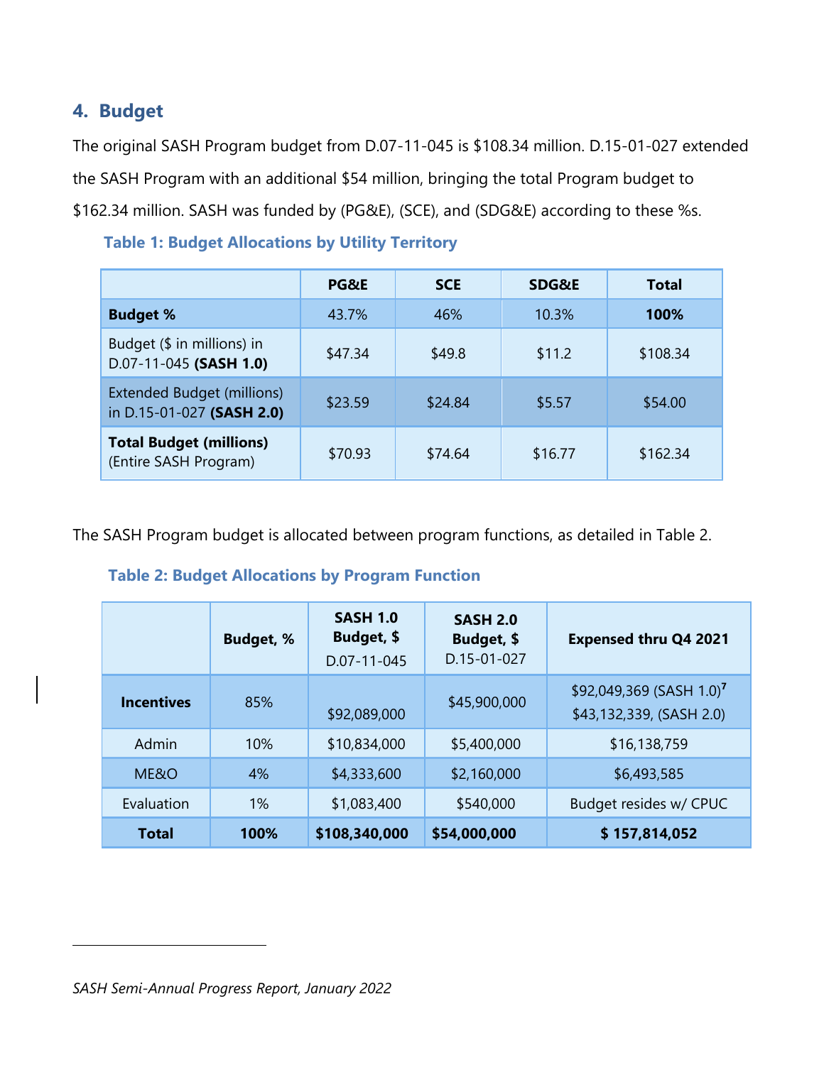## 4. Budget

The original SASH Program budget from D.07-11-045 is $108.34 million. D.15-01-027 extended the SASH Program with an additional $54 million, bringing the total Program budget to $162.34 million. SASH was funded by (PG&E), (SCE), and (SDG&E) according to these %s.

**Table 1: Budget Allocations by Utility Territory**

| | PG&E | SCE | SDG&E | Total |
|---|---|---|---|---|
| **Budget %** | 43.7% | 46% | 10.3% | **100%** |
| Budget ($ in millions) in D.07-11-045 **(SASH 1.0)** | $47.34 | $49.8 | $11.2 | $108.34 |
| Extended Budget (millions) in D.15-01-027 **(SASH 2.0)** | $23.59 | $24.84 | $5.57 | $54.00 |
| **Total Budget (millions)** (Entire SASH Program) | $70.93 | $74.64 | $16.77 | $162.34 |

The SASH Program budget is allocated between program functions, as detailed in Table 2.

**Table 2: Budget Allocations by Program Function**

| | Budget, % | SASH 1.0 Budget, $ D.07-11-045 | SASH 2.0 Budget, $ D.15-01-027 | Expensed thru Q4 2021 |
|---|---|---|---|---|
| **Incentives** | 85% | $92,089,000 | $45,900,000 | $92,049,369 (SASH 1.0)[7] $43,132,339, (SASH 2.0) |
| Admin | 10% | $10,834,000 | $5,400,000 | $16,138,759 |
| ME&O | 4% | $4,333,600 | $2,160,000 | $6,493,585 |
| Evaluation | 1% | $1,083,400 | $540,000 | Budget resides w/ CPUC |
| **Total** | **100%** | **$108,340,000** | **$54,000,000** | **$ 157,814,052** |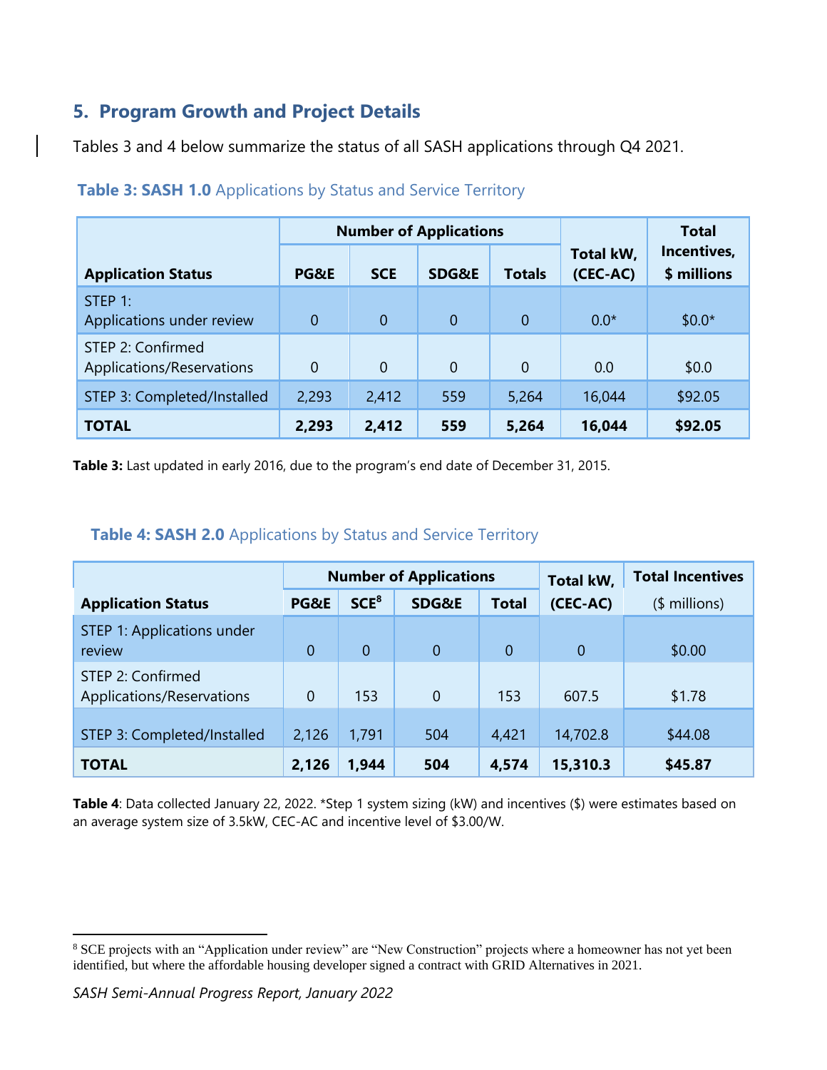## 5. Program Growth and Project Details

Tables 3 and 4 below summarize the status of all SASH applications through Q4 2021.

**Table 3: SASH 1.0** Applications by Status and Service Territory

| Application Status | Number of Applications | | | | Total kW, (CEC-AC) | Total Incentives, $ millions |
|---|---|---|---|---|---|---|
| | PG&E | SCE | SDG&E | Totals | | |
| STEP 1: Applications under review | 0 | 0 | 0 | 0 | 0.0* | $0.0* |
| STEP 2: Confirmed Applications/Reservations | 0 | 0 | 0 | 0 | 0.0 | $0.0 |
| STEP 3: Completed/Installed | 2,293 | 2,412 | 559 | 5,264 | 16,044 | $92.05 |
| **TOTAL** | **2,293** | **2,412** | **559** | **5,264** | **16,044** | **$92.05** |

**Table 3:** Last updated in early 2016, due to the program's end date of December 31, 2015.

**Table 4: SASH 2.0** Applications by Status and Service Territory

| Application Status | Number of Applications | | | | Total kW, (CEC-AC) | Total Incentives ($ millions) |
|---|---|---|---|---|---|---|
| | PG&E | SCE[8] | SDG&E | Total | | |
| STEP 1: Applications under review | 0 | 0 | 0 | 0 | 0 | $0.00 |
| STEP 2: Confirmed Applications/Reservations | 0 | 153 | 0 | 153 | 607.5 | $1.78 |
| STEP 3: Completed/Installed | 2,126 | 1,791 | 504 | 4,421 | 14,702.8 | $44.08 |
| **TOTAL** | **2,126** | **1,944** | **504** | **4,574** | **15,310.3** | **$45.87** |

**Table 4**: Data collected January 22, 2022. *Step 1 system sizing (kW) and incentives ($) were estimates based on an average system size of 3.5kW, CEC-AC and incentive level of $3.00/W.

[8] SCE projects with an "Application under review" are "New Construction" projects where a homeowner has not yet been identified, but where the affordable housing developer signed a contract with GRID Alternatives in 2021.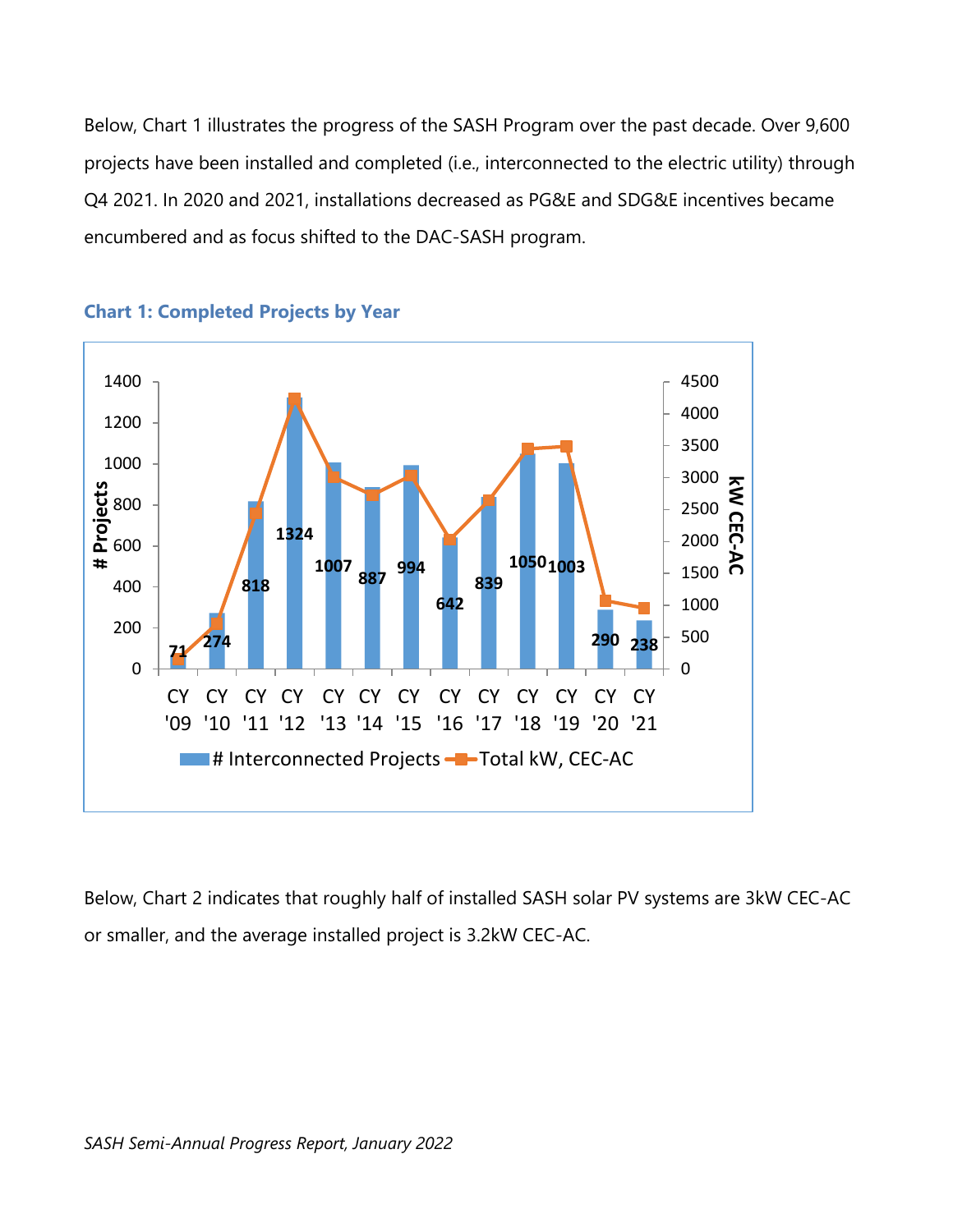Below, Chart 1 illustrates the progress of the SASH Program over the past decade. Over 9,600 projects have been installed and completed (i.e., interconnected to the electric utility) through Q4 2021. In 2020 and 2021, installations decreased as PG&E and SDG&E incentives became encumbered and as focus shifted to the DAC-SASH program.

**Chart 1: Completed Projects by Year**

| Year | # Interconnected Projects |
|---|---|
| CY '09 | 71 |
| CY '10 | 274 |
| CY '11 | 818 |
| CY '12 | 1324 |
| CY '13 | 1007 |
| CY '14 | 887 |
| CY '15 | 994 |
| CY '16 | 642 |
| CY '17 | 839 |
| CY '18 | 1050 |
| CY '19 | 1003 |
| CY '20 | 290 |
| CY '21 | 238 |

Below, Chart 2 indicates that roughly half of installed SASH solar PV systems are 3kW CEC-AC or smaller, and the average installed project is 3.2kW CEC-AC.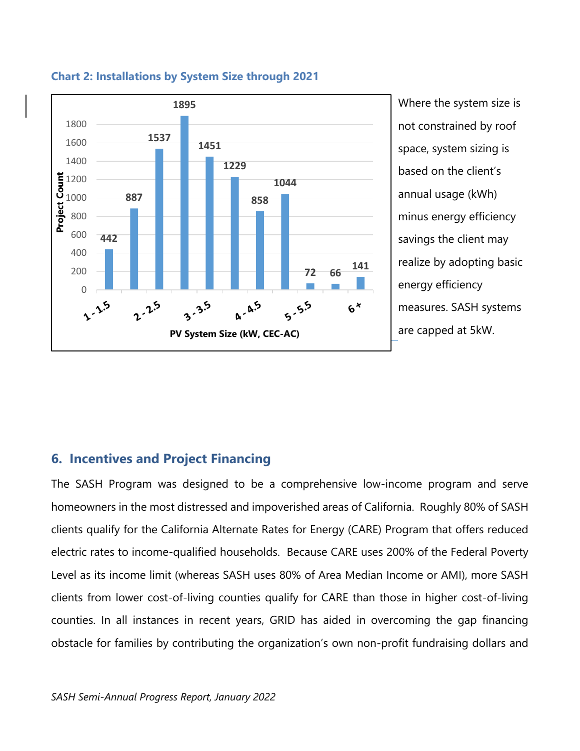**Chart 2: Installations by System Size through 2021**

Where the system size is not constrained by roof space, system sizing is based on the client's annual usage (kWh) minus energy efficiency savings the client may realize by adopting basic energy efficiency measures. SASH systems are capped at 5kW.

## 6. Incentives and Project Financing

The SASH Program was designed to be a comprehensive low-income program and serve homeowners in the most distressed and impoverished areas of California. Roughly 80% of SASH clients qualify for the California Alternate Rates for Energy (CARE) Program that offers reduced electric rates to income-qualified households. Because CARE uses 200% of the Federal Poverty Level as its income limit (whereas SASH uses 80% of Area Median Income or AMI), more SASH clients from lower cost-of-living counties qualify for CARE than those in higher cost-of-living counties. In all instances in recent years, GRID has aided in overcoming the gap financing obstacle for families by contributing the organization's own non-profit fundraising dollars and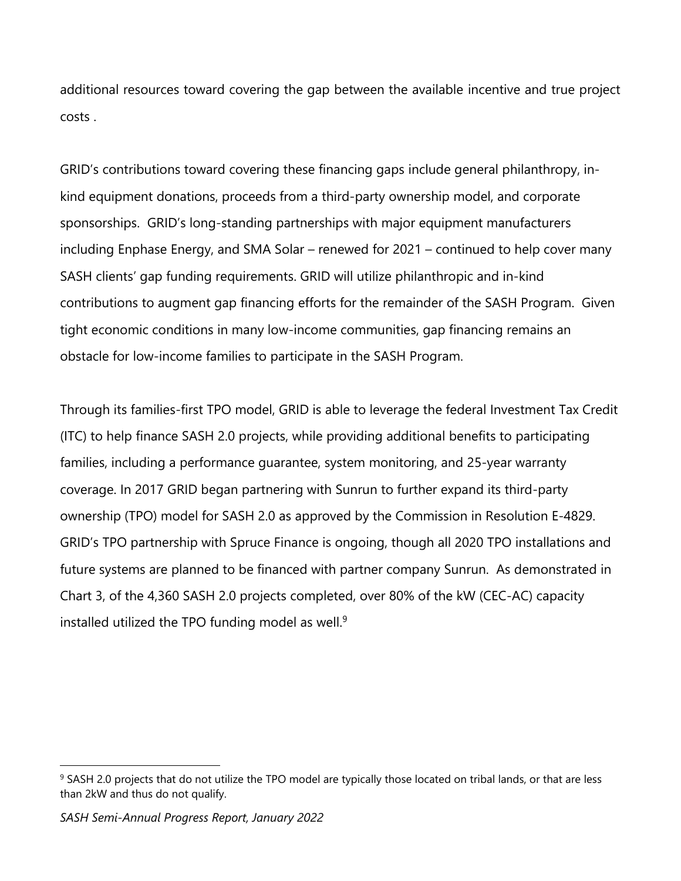additional resources toward covering the gap between the available incentive and true project costs .

GRID's contributions toward covering these financing gaps include general philanthropy, in-kind equipment donations, proceeds from a third-party ownership model, and corporate sponsorships. GRID's long-standing partnerships with major equipment manufacturers including Enphase Energy, and SMA Solar – renewed for 2021 – continued to help cover many SASH clients' gap funding requirements. GRID will utilize philanthropic and in-kind contributions to augment gap financing efforts for the remainder of the SASH Program. Given tight economic conditions in many low-income communities, gap financing remains an obstacle for low-income families to participate in the SASH Program.

Through its families-first TPO model, GRID is able to leverage the federal Investment Tax Credit (ITC) to help finance SASH 2.0 projects, while providing additional benefits to participating families, including a performance guarantee, system monitoring, and 25-year warranty coverage. In 2017 GRID began partnering with Sunrun to further expand its third-party ownership (TPO) model for SASH 2.0 as approved by the Commission in Resolution E-4829. GRID's TPO partnership with Spruce Finance is ongoing, though all 2020 TPO installations and future systems are planned to be financed with partner company Sunrun. As demonstrated in Chart 3, of the 4,360 SASH 2.0 projects completed, over 80% of the kW (CEC-AC) capacity installed utilized the TPO funding model as well.[9]

[9] SASH 2.0 projects that do not utilize the TPO model are typically those located on tribal lands, or that are less than 2kW and thus do not qualify.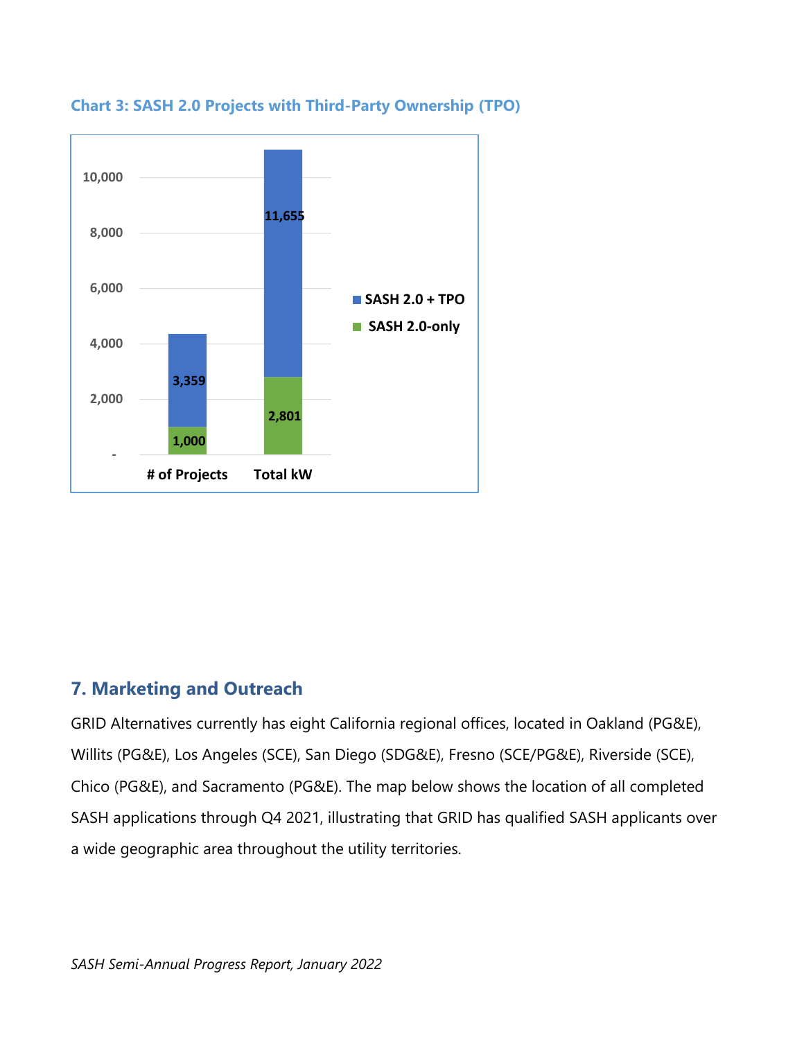**Chart 3: SASH 2.0 Projects with Third-Party Ownership (TPO)**

| | # of Projects | Total kW |
|---|---|---|
| SASH 2.0 + TPO | 3,359 | 11,655 |
| SASH 2.0-only | 1,000 | 2,801 |

## 7. Marketing and Outreach

GRID Alternatives currently has eight California regional offices, located in Oakland (PG&E), Willits (PG&E), Los Angeles (SCE), San Diego (SDG&E), Fresno (SCE/PG&E), Riverside (SCE), Chico (PG&E), and Sacramento (PG&E). The map below shows the location of all completed SASH applications through Q4 2021, illustrating that GRID has qualified SASH applicants over a wide geographic area throughout the utility territories.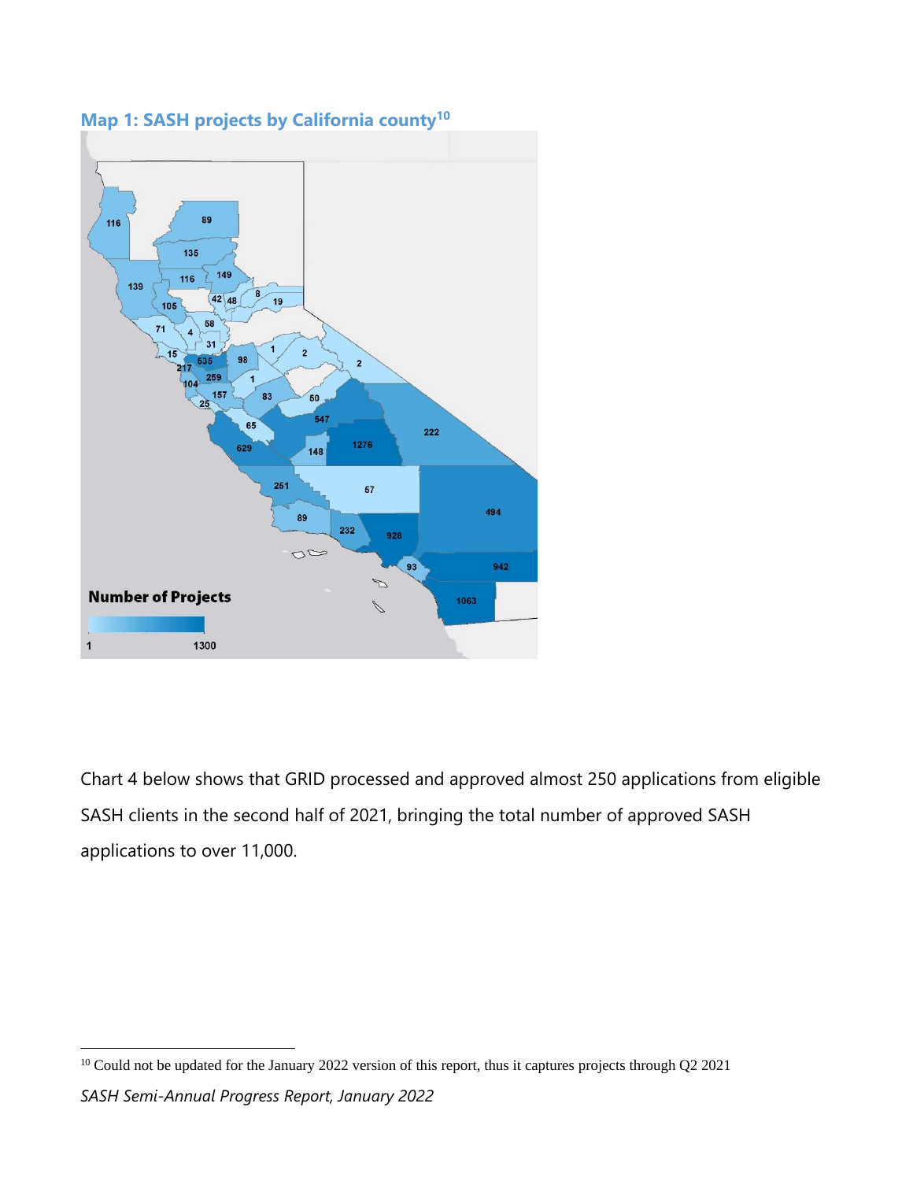## Map 1: SASH projects by California county[10]

Chart 4 below shows that GRID processed and approved almost 250 applications from eligible SASH clients in the second half of 2021, bringing the total number of approved SASH applications to over 11,000.

[10] Could not be updated for the January 2022 version of this report, thus it captures projects through Q2 2021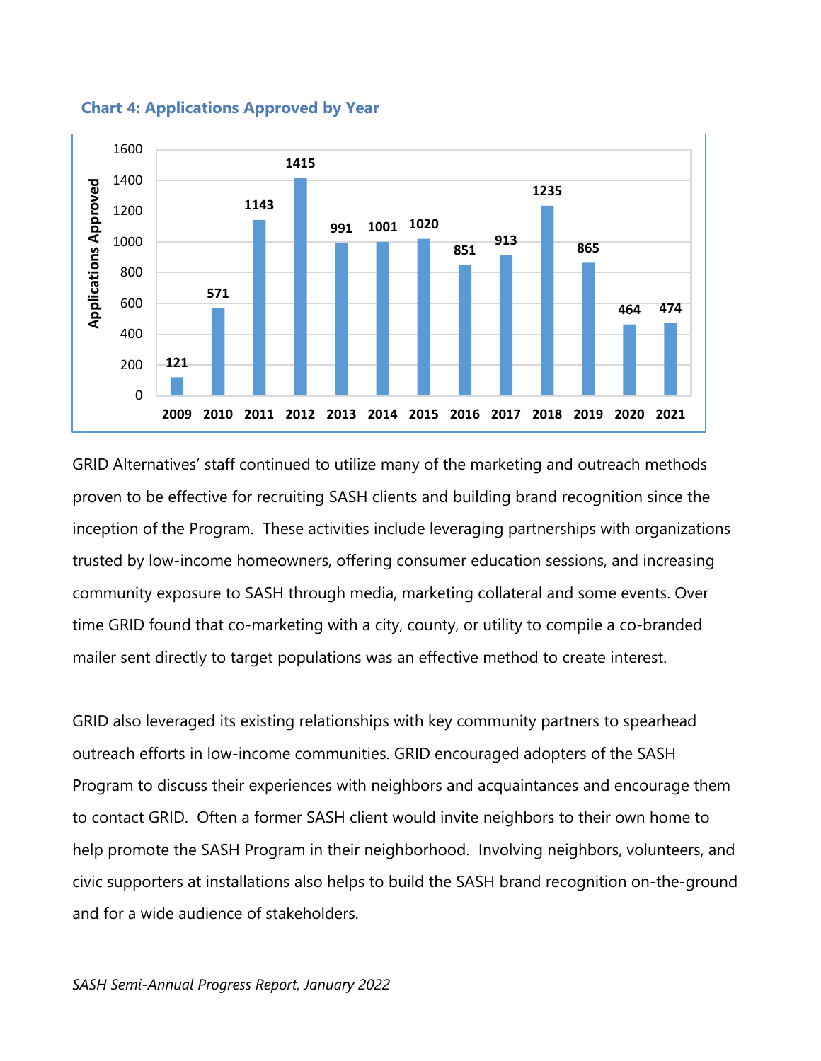**Chart 4: Applications Approved by Year**

| Year | Applications Approved |
|---|---|
| 2009 | 121 |
| 2010 | 571 |
| 2011 | 1143 |
| 2012 | 1415 |
| 2013 | 991 |
| 2014 | 1001 |
| 2015 | 1020 |
| 2016 | 851 |
| 2017 | 913 |
| 2018 | 1235 |
| 2019 | 865 |
| 2020 | 464 |
| 2021 | 474 |

GRID Alternatives' staff continued to utilize many of the marketing and outreach methods proven to be effective for recruiting SASH clients and building brand recognition since the inception of the Program. These activities include leveraging partnerships with organizations trusted by low-income homeowners, offering consumer education sessions, and increasing community exposure to SASH through media, marketing collateral and some events. Over time GRID found that co-marketing with a city, county, or utility to compile a co-branded mailer sent directly to target populations was an effective method to create interest.

GRID also leveraged its existing relationships with key community partners to spearhead outreach efforts in low-income communities. GRID encouraged adopters of the SASH Program to discuss their experiences with neighbors and acquaintances and encourage them to contact GRID. Often a former SASH client would invite neighbors to their own home to help promote the SASH Program in their neighborhood. Involving neighbors, volunteers, and civic supporters at installations also helps to build the SASH brand recognition on-the-ground and for a wide audience of stakeholders.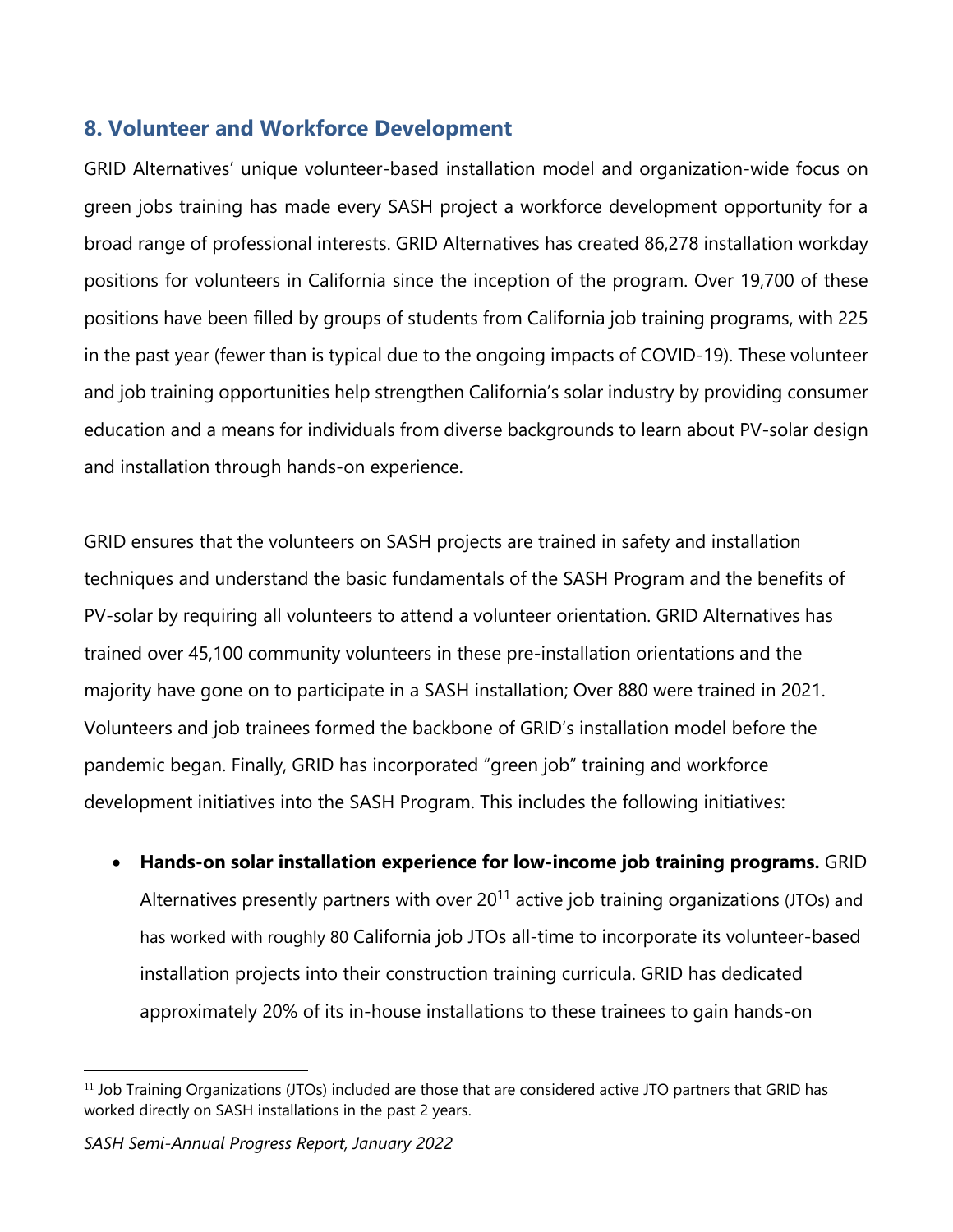## 8. Volunteer and Workforce Development

GRID Alternatives' unique volunteer-based installation model and organization-wide focus on green jobs training has made every SASH project a workforce development opportunity for a broad range of professional interests. GRID Alternatives has created 86,278 installation workday positions for volunteers in California since the inception of the program. Over 19,700 of these positions have been filled by groups of students from California job training programs, with 225 in the past year (fewer than is typical due to the ongoing impacts of COVID-19). These volunteer and job training opportunities help strengthen California's solar industry by providing consumer education and a means for individuals from diverse backgrounds to learn about PV-solar design and installation through hands-on experience.

GRID ensures that the volunteers on SASH projects are trained in safety and installation techniques and understand the basic fundamentals of the SASH Program and the benefits of PV-solar by requiring all volunteers to attend a volunteer orientation. GRID Alternatives has trained over 45,100 community volunteers in these pre-installation orientations and the majority have gone on to participate in a SASH installation; Over 880 were trained in 2021. Volunteers and job trainees formed the backbone of GRID's installation model before the pandemic began. Finally, GRID has incorporated "green job" training and workforce development initiatives into the SASH Program. This includes the following initiatives:

- **Hands-on solar installation experience for low-income job training programs.** GRID Alternatives presently partners with over 20[11] active job training organizations (JTOs) and has worked with roughly 80 California job JTOs all-time to incorporate its volunteer-based installation projects into their construction training curricula. GRID has dedicated approximately 20% of its in-house installations to these trainees to gain hands-on

[11] Job Training Organizations (JTOs) included are those that are considered active JTO partners that GRID has worked directly on SASH installations in the past 2 years.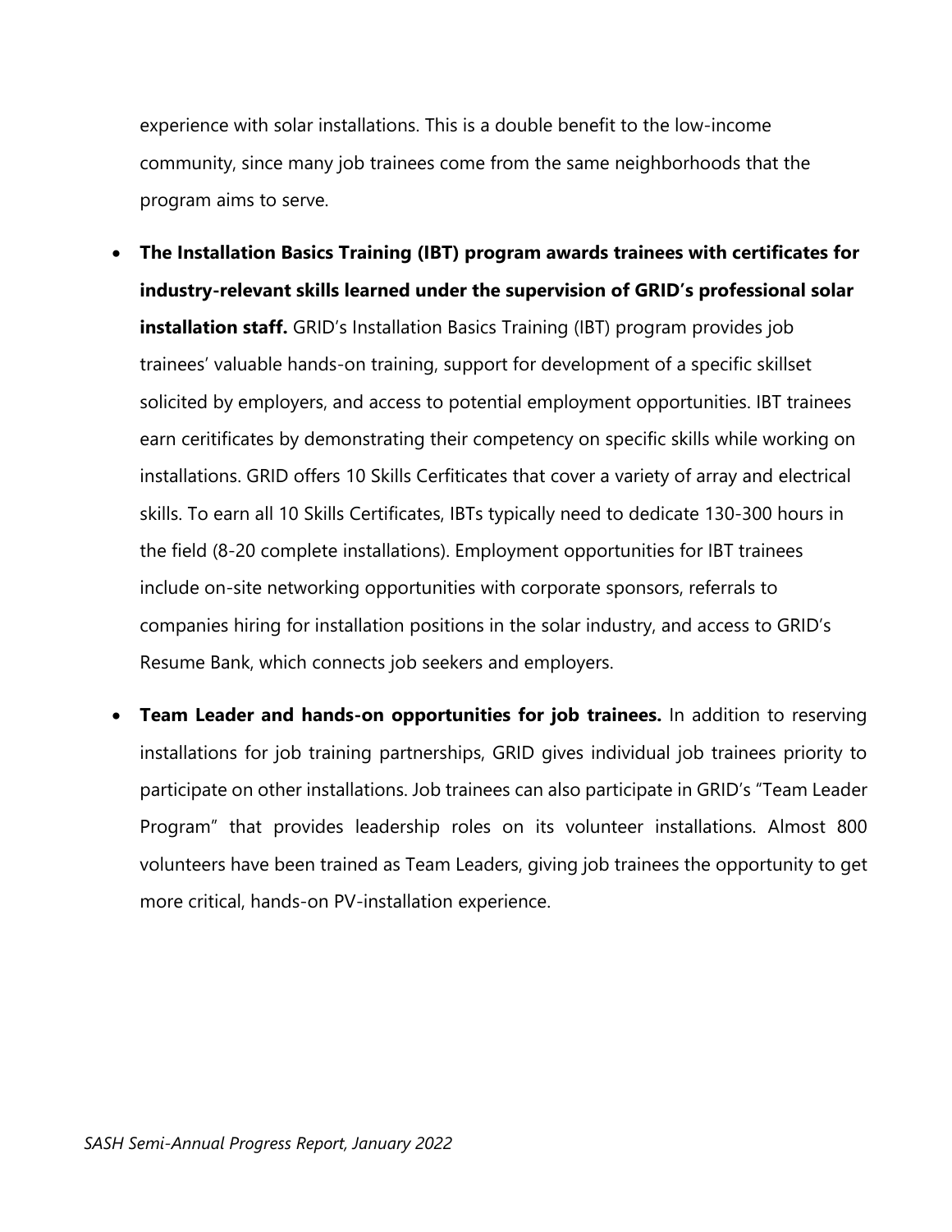experience with solar installations. This is a double benefit to the low-income community, since many job trainees come from the same neighborhoods that the program aims to serve.

- **The Installation Basics Training (IBT) program awards trainees with certificates for industry-relevant skills learned under the supervision of GRID's professional solar installation staff.** GRID's Installation Basics Training (IBT) program provides job trainees' valuable hands-on training, support for development of a specific skillset solicited by employers, and access to potential employment opportunities. IBT trainees earn ceritificates by demonstrating their competency on specific skills while working on installations. GRID offers 10 Skills Cerfiticates that cover a variety of array and electrical skills. To earn all 10 Skills Certificates, IBTs typically need to dedicate 130-300 hours in the field (8-20 complete installations). Employment opportunities for IBT trainees include on-site networking opportunities with corporate sponsors, referrals to companies hiring for installation positions in the solar industry, and access to GRID's Resume Bank, which connects job seekers and employers.

- **Team Leader and hands-on opportunities for job trainees.** In addition to reserving installations for job training partnerships, GRID gives individual job trainees priority to participate on other installations. Job trainees can also participate in GRID's "Team Leader Program" that provides leadership roles on its volunteer installations. Almost 800 volunteers have been trained as Team Leaders, giving job trainees the opportunity to get more critical, hands-on PV-installation experience.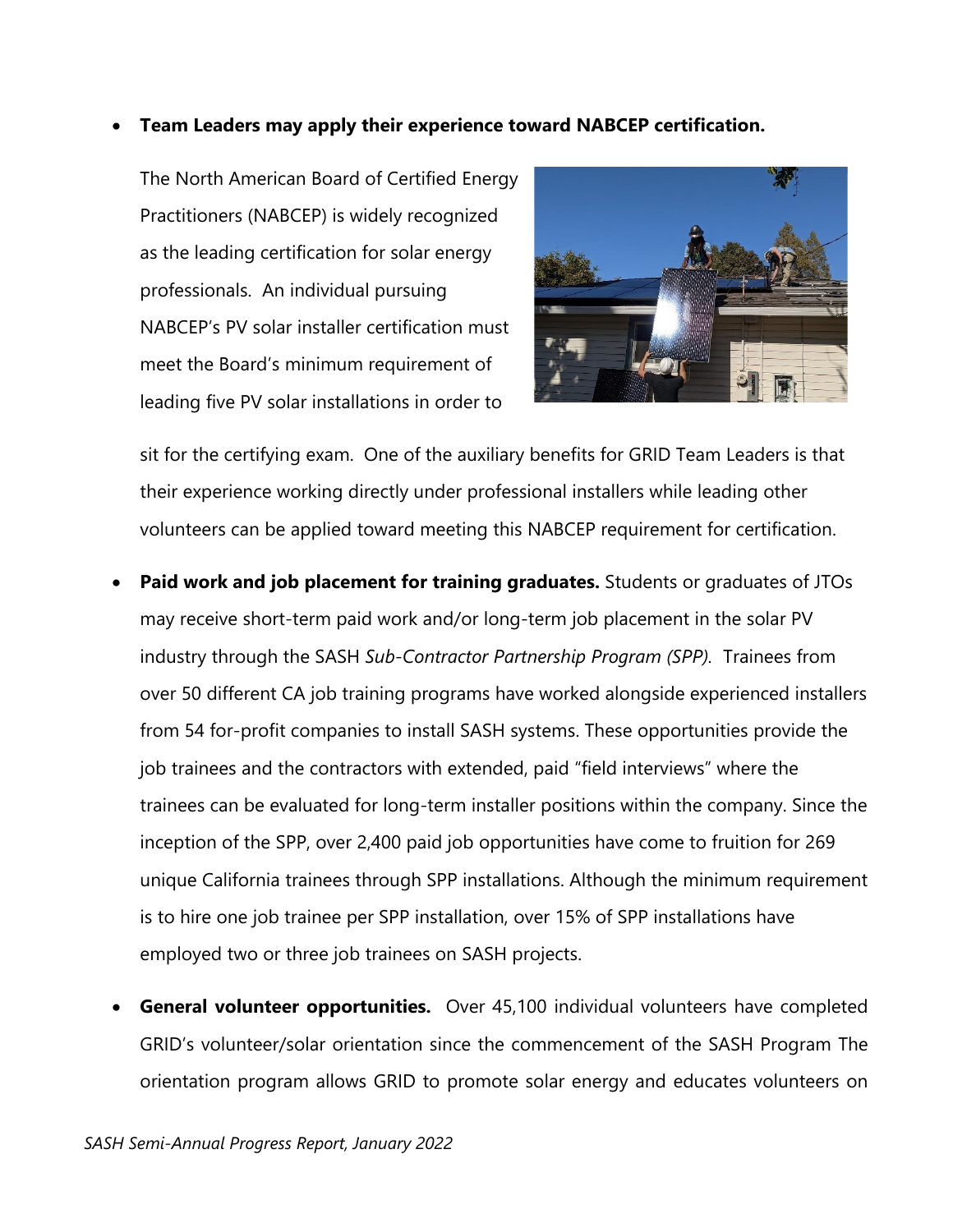- **Team Leaders may apply their experience toward NABCEP certification.**

  The North American Board of Certified Energy Practitioners (NABCEP) is widely recognized as the leading certification for solar energy professionals. An individual pursuing NABCEP's PV solar installer certification must meet the Board's minimum requirement of leading five PV solar installations in order to sit for the certifying exam. One of the auxiliary benefits for GRID Team Leaders is that their experience working directly under professional installers while leading other volunteers can be applied toward meeting this NABCEP requirement for certification.

- **Paid work and job placement for training graduates.** Students or graduates of JTOs may receive short-term paid work and/or long-term job placement in the solar PV industry through the SASH *Sub-Contractor Partnership Program (SPP).* Trainees from over 50 different CA job training programs have worked alongside experienced installers from 54 for-profit companies to install SASH systems. These opportunities provide the job trainees and the contractors with extended, paid "field interviews" where the trainees can be evaluated for long-term installer positions within the company. Since the inception of the SPP, over 2,400 paid job opportunities have come to fruition for 269 unique California trainees through SPP installations. Although the minimum requirement is to hire one job trainee per SPP installation, over 15% of SPP installations have employed two or three job trainees on SASH projects.

- **General volunteer opportunities.** Over 45,100 individual volunteers have completed GRID's volunteer/solar orientation since the commencement of the SASH Program The orientation program allows GRID to promote solar energy and educates volunteers on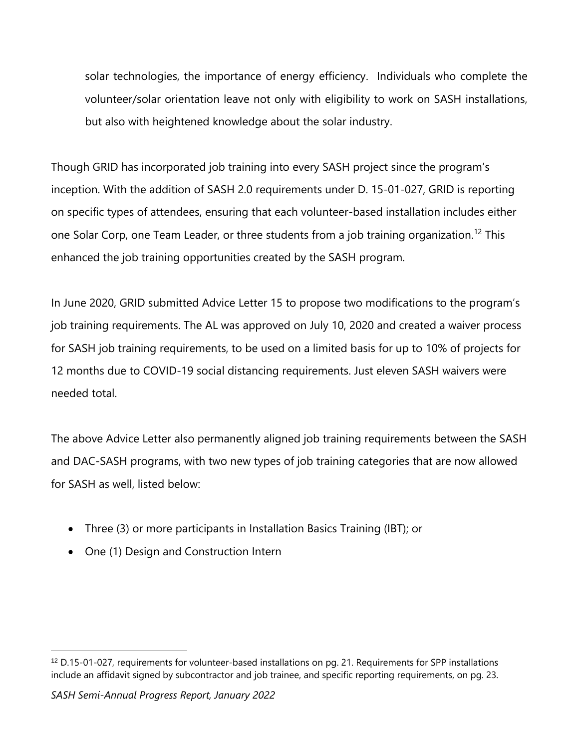solar technologies, the importance of energy efficiency. Individuals who complete the volunteer/solar orientation leave not only with eligibility to work on SASH installations, but also with heightened knowledge about the solar industry.

Though GRID has incorporated job training into every SASH project since the program's inception. With the addition of SASH 2.0 requirements under D. 15-01-027, GRID is reporting on specific types of attendees, ensuring that each volunteer-based installation includes either one Solar Corp, one Team Leader, or three students from a job training organization.[12] This enhanced the job training opportunities created by the SASH program.

In June 2020, GRID submitted Advice Letter 15 to propose two modifications to the program's job training requirements. The AL was approved on July 10, 2020 and created a waiver process for SASH job training requirements, to be used on a limited basis for up to 10% of projects for 12 months due to COVID-19 social distancing requirements. Just eleven SASH waivers were needed total.

The above Advice Letter also permanently aligned job training requirements between the SASH and DAC-SASH programs, with two new types of job training categories that are now allowed for SASH as well, listed below:

- Three (3) or more participants in Installation Basics Training (IBT); or
- One (1) Design and Construction Intern

[12] D.15-01-027, requirements for volunteer-based installations on pg. 21. Requirements for SPP installations include an affidavit signed by subcontractor and job trainee, and specific reporting requirements, on pg. 23.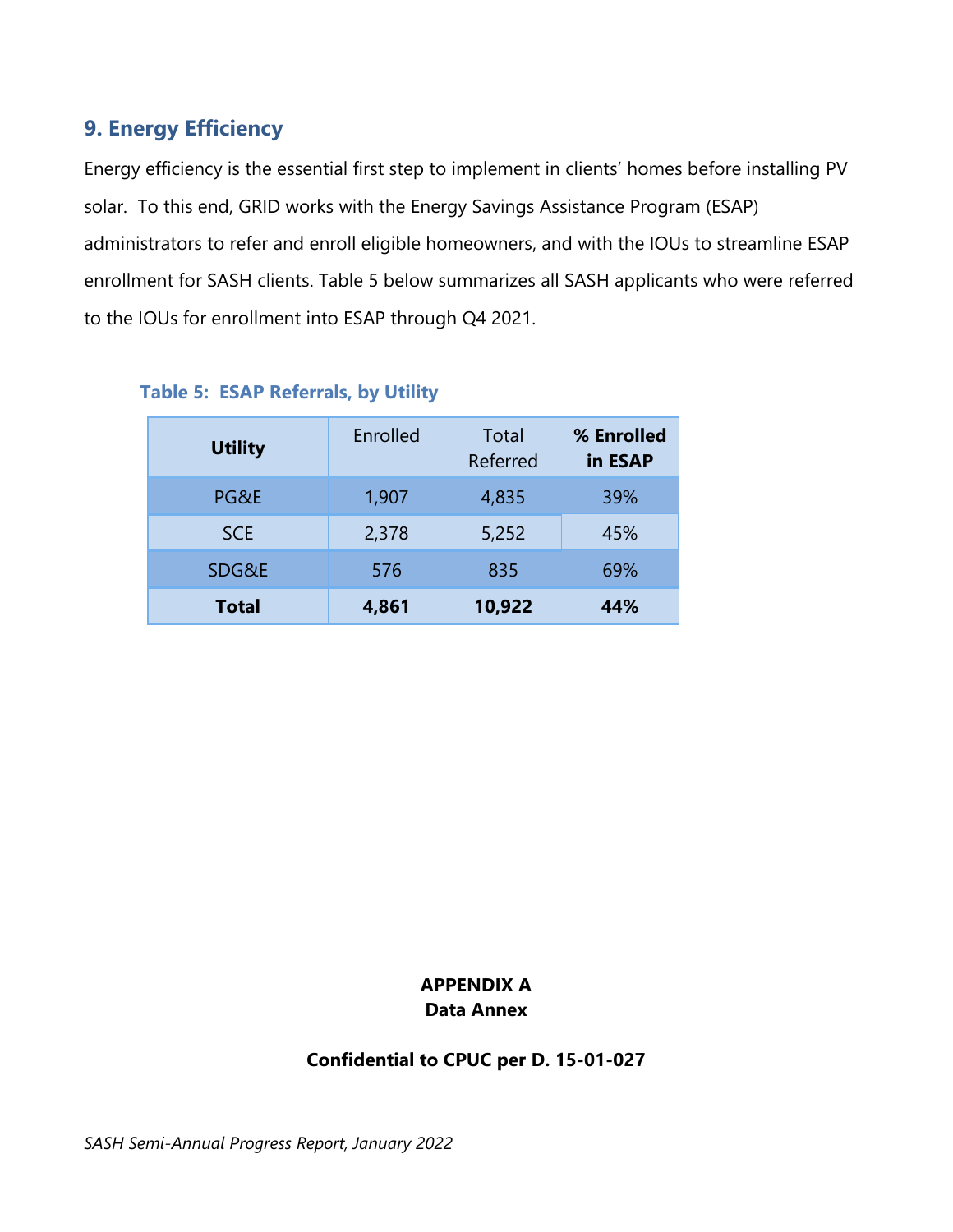## 9. Energy Efficiency

Energy efficiency is the essential first step to implement in clients' homes before installing PV solar. To this end, GRID works with the Energy Savings Assistance Program (ESAP) administrators to refer and enroll eligible homeowners, and with the IOUs to streamline ESAP enrollment for SASH clients. Table 5 below summarizes all SASH applicants who were referred to the IOUs for enrollment into ESAP through Q4 2021.

**Table 5: ESAP Referrals, by Utility**

| Utility | Enrolled | Total Referred | % Enrolled in ESAP |
|---|---|---|---|
| PG&E | 1,907 | 4,835 | 39% |
| SCE | 2,378 | 5,252 | 45% |
| SDG&E | 576 | 835 | 69% |
| **Total** | **4,861** | **10,922** | **44%** |

**APPENDIX A**
**Data Annex**

**Confidential to CPUC per D. 15-01-027**